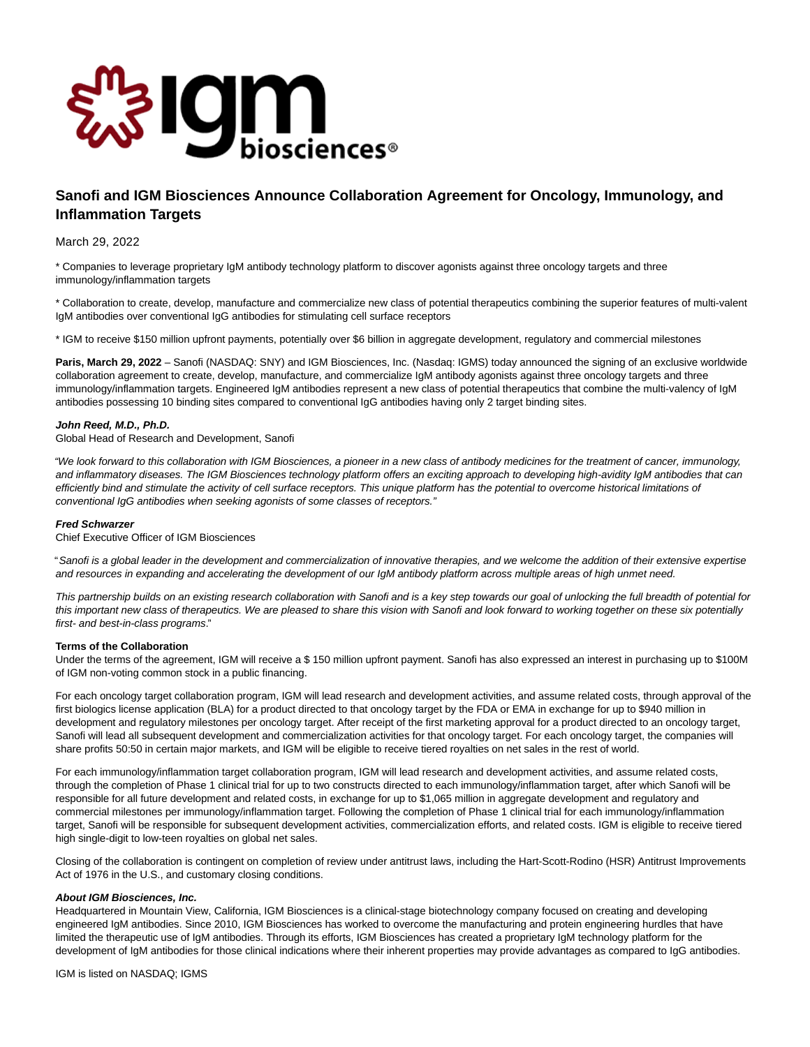## Sanofi and IGM Biosciences Announce Collaboration Agreement for Oncology, Immunology, and Inflammation Targets

March 29, 2022

* Companies to leverage proprietary IgM antibody technology platform to discover agonists against three oncology targets and three immunology/inflammation targets

* Collaboration to create, develop, manufacture and commercialize new class of potential therapeutics combining the superior features of multi-valent IgM antibodies over conventional IgG antibodies for stimulating cell surface receptors

* IGM to receive $150 million upfront payments, potentially over $6 billion in aggregate development, regulatory and commercial milestones

**Paris, March 29, 2022** – Sanofi (NASDAQ: SNY) and IGM Biosciences, Inc. (Nasdaq: IGMS) today announced the signing of an exclusive worldwide collaboration agreement to create, develop, manufacture, and commercialize IgM antibody agonists against three oncology targets and three immunology/inflammation targets. Engineered IgM antibodies represent a new class of potential therapeutics that combine the multi-valency of IgM antibodies possessing 10 binding sites compared to conventional IgG antibodies having only 2 target binding sites.

***John Reed, M.D., Ph.D.***
Global Head of Research and Development, Sanofi

*"We look forward to this collaboration with IGM Biosciences, a pioneer in a new class of antibody medicines for the treatment of cancer, immunology, and inflammatory diseases. The IGM Biosciences technology platform offers an exciting approach to developing high-avidity IgM antibodies that can efficiently bind and stimulate the activity of cell surface receptors. This unique platform has the potential to overcome historical limitations of conventional IgG antibodies when seeking agonists of some classes of receptors."*

***Fred Schwarzer***
Chief Executive Officer of IGM Biosciences

"*Sanofi is a global leader in the development and commercialization of innovative therapies, and we welcome the addition of their extensive expertise and resources in expanding and accelerating the development of our IgM antibody platform across multiple areas of high unmet need.*

*This partnership builds on an existing research collaboration with Sanofi and is a key step towards our goal of unlocking the full breadth of potential for this important new class of therapeutics. We are pleased to share this vision with Sanofi and look forward to working together on these six potentially first- and best-in-class programs*."

**Terms of the Collaboration**
Under the terms of the agreement, IGM will receive a $ 150 million upfront payment. Sanofi has also expressed an interest in purchasing up to $100M of IGM non-voting common stock in a public financing.

For each oncology target collaboration program, IGM will lead research and development activities, and assume related costs, through approval of the first biologics license application (BLA) for a product directed to that oncology target by the FDA or EMA in exchange for up to $940 million in development and regulatory milestones per oncology target. After receipt of the first marketing approval for a product directed to an oncology target, Sanofi will lead all subsequent development and commercialization activities for that oncology target. For each oncology target, the companies will share profits 50:50 in certain major markets, and IGM will be eligible to receive tiered royalties on net sales in the rest of world.

For each immunology/inflammation target collaboration program, IGM will lead research and development activities, and assume related costs, through the completion of Phase 1 clinical trial for up to two constructs directed to each immunology/inflammation target, after which Sanofi will be responsible for all future development and related costs, in exchange for up to $1,065 million in aggregate development and regulatory and commercial milestones per immunology/inflammation target. Following the completion of Phase 1 clinical trial for each immunology/inflammation target, Sanofi will be responsible for subsequent development activities, commercialization efforts, and related costs. IGM is eligible to receive tiered high single-digit to low-teen royalties on global net sales.

Closing of the collaboration is contingent on completion of review under antitrust laws, including the Hart-Scott-Rodino (HSR) Antitrust Improvements Act of 1976 in the U.S., and customary closing conditions.

***About IGM Biosciences, Inc.***
Headquartered in Mountain View, California, IGM Biosciences is a clinical-stage biotechnology company focused on creating and developing engineered IgM antibodies. Since 2010, IGM Biosciences has worked to overcome the manufacturing and protein engineering hurdles that have limited the therapeutic use of IgM antibodies. Through its efforts, IGM Biosciences has created a proprietary IgM technology platform for the development of IgM antibodies for those clinical indications where their inherent properties may provide advantages as compared to IgG antibodies.

IGM is listed on NASDAQ; IGMS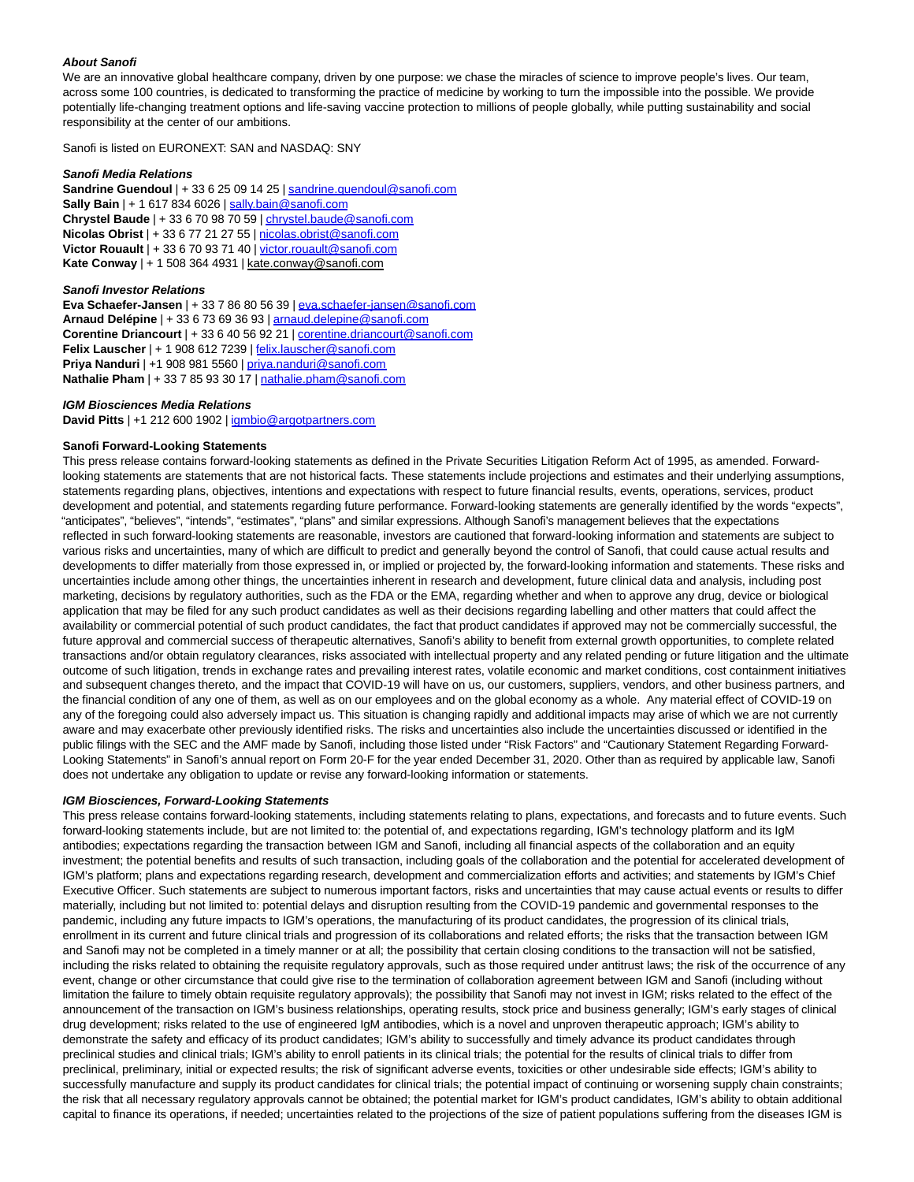### *About Sanofi*

We are an innovative global healthcare company, driven by one purpose: we chase the miracles of science to improve people's lives. Our team, across some 100 countries, is dedicated to transforming the practice of medicine by working to turn the impossible into the possible. We provide potentially life-changing treatment options and life-saving vaccine protection to millions of people globally, while putting sustainability and social responsibility at the center of our ambitions.

Sanofi is listed on EURONEXT: SAN and NASDAQ: SNY

### *Sanofi Media Relations*

**Sandrine Guendoul** | + 33 6 25 09 14 25 | sandrine.guendoul@sanofi.com
**Sally Bain** | + 1 617 834 6026 | sally.bain@sanofi.com
**Chrystel Baude** | + 33 6 70 98 70 59 | chrystel.baude@sanofi.com
**Nicolas Obrist** | + 33 6 77 21 27 55 | nicolas.obrist@sanofi.com
**Victor Rouault** | + 33 6 70 93 71 40 | victor.rouault@sanofi.com
**Kate Conway** | + 1 508 364 4931 | kate.conway@sanofi.com

### *Sanofi Investor Relations*

**Eva Schaefer-Jansen** | + 33 7 86 80 56 39 | eva.schaefer-jansen@sanofi.com
**Arnaud Delépine** | + 33 6 73 69 36 93 | arnaud.delepine@sanofi.com
**Corentine Driancourt** | + 33 6 40 56 92 21 | corentine.driancourt@sanofi.com
**Felix Lauscher** | + 1 908 612 7239 | felix.lauscher@sanofi.com
**Priya Nanduri** | +1 908 981 5560 | priya.nanduri@sanofi.com
**Nathalie Pham** | + 33 7 85 93 30 17 | nathalie.pham@sanofi.com

### *IGM Biosciences Media Relations*

**David Pitts** | +1 212 600 1902 | igmbio@argotpartners.com

### Sanofi Forward-Looking Statements

This press release contains forward-looking statements as defined in the Private Securities Litigation Reform Act of 1995, as amended. Forward-looking statements are statements that are not historical facts. These statements include projections and estimates and their underlying assumptions, statements regarding plans, objectives, intentions and expectations with respect to future financial results, events, operations, services, product development and potential, and statements regarding future performance. Forward-looking statements are generally identified by the words "expects", "anticipates", "believes", "intends", "estimates", "plans" and similar expressions. Although Sanofi's management believes that the expectations reflected in such forward-looking statements are reasonable, investors are cautioned that forward-looking information and statements are subject to various risks and uncertainties, many of which are difficult to predict and generally beyond the control of Sanofi, that could cause actual results and developments to differ materially from those expressed in, or implied or projected by, the forward-looking information and statements. These risks and uncertainties include among other things, the uncertainties inherent in research and development, future clinical data and analysis, including post marketing, decisions by regulatory authorities, such as the FDA or the EMA, regarding whether and when to approve any drug, device or biological application that may be filed for any such product candidates as well as their decisions regarding labelling and other matters that could affect the availability or commercial potential of such product candidates, the fact that product candidates if approved may not be commercially successful, the future approval and commercial success of therapeutic alternatives, Sanofi's ability to benefit from external growth opportunities, to complete related transactions and/or obtain regulatory clearances, risks associated with intellectual property and any related pending or future litigation and the ultimate outcome of such litigation, trends in exchange rates and prevailing interest rates, volatile economic and market conditions, cost containment initiatives and subsequent changes thereto, and the impact that COVID-19 will have on us, our customers, suppliers, vendors, and other business partners, and the financial condition of any one of them, as well as on our employees and on the global economy as a whole. Any material effect of COVID-19 on any of the foregoing could also adversely impact us. This situation is changing rapidly and additional impacts may arise of which we are not currently aware and may exacerbate other previously identified risks. The risks and uncertainties also include the uncertainties discussed or identified in the public filings with the SEC and the AMF made by Sanofi, including those listed under "Risk Factors" and "Cautionary Statement Regarding Forward-Looking Statements" in Sanofi's annual report on Form 20-F for the year ended December 31, 2020. Other than as required by applicable law, Sanofi does not undertake any obligation to update or revise any forward-looking information or statements.

### *IGM Biosciences, Forward-Looking Statements*

This press release contains forward-looking statements, including statements relating to plans, expectations, and forecasts and to future events. Such forward-looking statements include, but are not limited to: the potential of, and expectations regarding, IGM's technology platform and its IgM antibodies; expectations regarding the transaction between IGM and Sanofi, including all financial aspects of the collaboration and an equity investment; the potential benefits and results of such transaction, including goals of the collaboration and the potential for accelerated development of IGM's platform; plans and expectations regarding research, development and commercialization efforts and activities; and statements by IGM's Chief Executive Officer. Such statements are subject to numerous important factors, risks and uncertainties that may cause actual events or results to differ materially, including but not limited to: potential delays and disruption resulting from the COVID-19 pandemic and governmental responses to the pandemic, including any future impacts to IGM's operations, the manufacturing of its product candidates, the progression of its clinical trials, enrollment in its current and future clinical trials and progression of its collaborations and related efforts; the risks that the transaction between IGM and Sanofi may not be completed in a timely manner or at all; the possibility that certain closing conditions to the transaction will not be satisfied, including the risks related to obtaining the requisite regulatory approvals, such as those required under antitrust laws; the risk of the occurrence of any event, change or other circumstance that could give rise to the termination of collaboration agreement between IGM and Sanofi (including without limitation the failure to timely obtain requisite regulatory approvals); the possibility that Sanofi may not invest in IGM; risks related to the effect of the announcement of the transaction on IGM's business relationships, operating results, stock price and business generally; IGM's early stages of clinical drug development; risks related to the use of engineered IgM antibodies, which is a novel and unproven therapeutic approach; IGM's ability to demonstrate the safety and efficacy of its product candidates; IGM's ability to successfully and timely advance its product candidates through preclinical studies and clinical trials; IGM's ability to enroll patients in its clinical trials; the potential for the results of clinical trials to differ from preclinical, preliminary, initial or expected results; the risk of significant adverse events, toxicities or other undesirable side effects; IGM's ability to successfully manufacture and supply its product candidates for clinical trials; the potential impact of continuing or worsening supply chain constraints; the risk that all necessary regulatory approvals cannot be obtained; the potential market for IGM's product candidates, IGM's ability to obtain additional capital to finance its operations, if needed; uncertainties related to the projections of the size of patient populations suffering from the diseases IGM is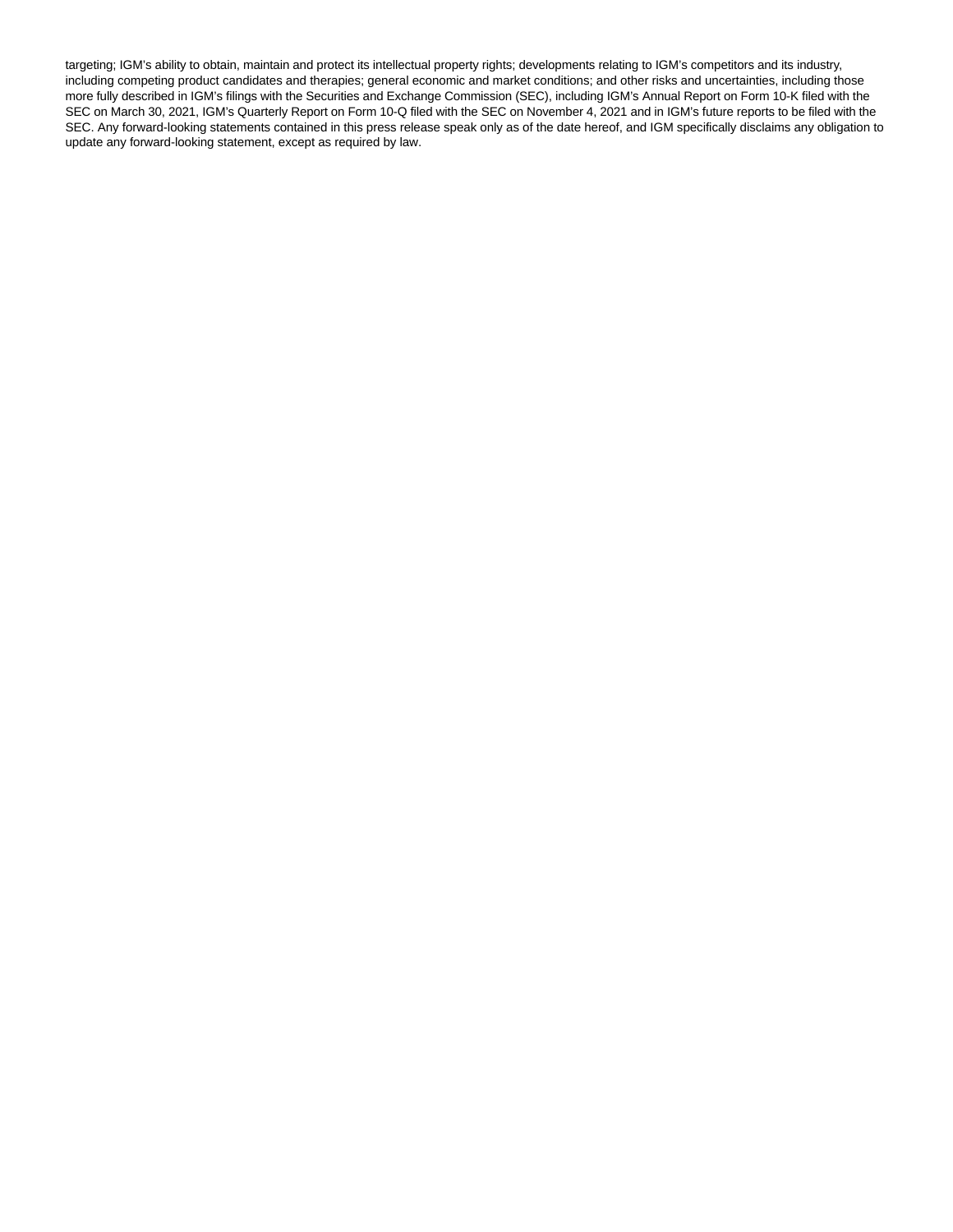targeting; IGM's ability to obtain, maintain and protect its intellectual property rights; developments relating to IGM's competitors and its industry, including competing product candidates and therapies; general economic and market conditions; and other risks and uncertainties, including those more fully described in IGM's filings with the Securities and Exchange Commission (SEC), including IGM's Annual Report on Form 10-K filed with the SEC on March 30, 2021, IGM's Quarterly Report on Form 10-Q filed with the SEC on November 4, 2021 and in IGM's future reports to be filed with the SEC. Any forward-looking statements contained in this press release speak only as of the date hereof, and IGM specifically disclaims any obligation to update any forward-looking statement, except as required by law.